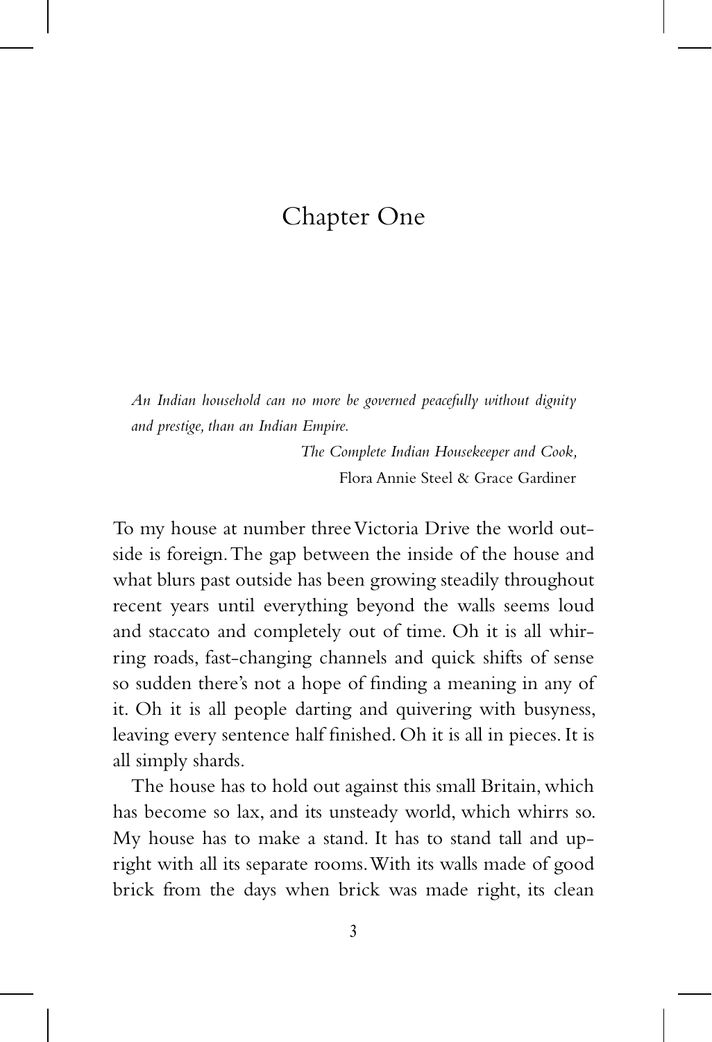# Chapter One

*An Indian household can no more be governed peacefully without dignity and prestige, than an Indian Empire.*

*The Complete Indian Housekeeper and Cook,*
Flora Annie Steel & Grace Gardiner

To my house at number three Victoria Drive the world outside is foreign. The gap between the inside of the house and what blurs past outside has been growing steadily throughout recent years until everything beyond the walls seems loud and staccato and completely out of time. Oh it is all whirring roads, fast-changing channels and quick shifts of sense so sudden there's not a hope of finding a meaning in any of it. Oh it is all people darting and quivering with busyness, leaving every sentence half finished. Oh it is all in pieces. It is all simply shards.

The house has to hold out against this small Britain, which has become so lax, and its unsteady world, which whirrs so. My house has to make a stand. It has to stand tall and upright with all its separate rooms. With its walls made of good brick from the days when brick was made right, its clean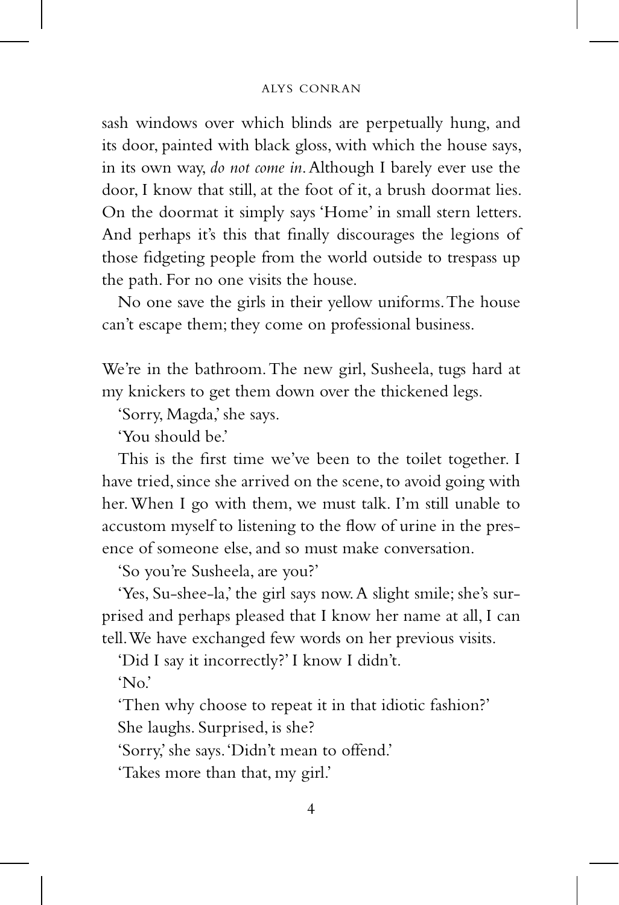sash windows over which blinds are perpetually hung, and its door, painted with black gloss, with which the house says, in its own way, *do not come in*. Although I barely ever use the door, I know that still, at the foot of it, a brush doormat lies. On the doormat it simply says 'Home' in small stern letters. And perhaps it's this that finally discourages the legions of those fidgeting people from the world outside to trespass up the path. For no one visits the house.

No one save the girls in their yellow uniforms. The house can't escape them; they come on professional business.

We're in the bathroom. The new girl, Susheela, tugs hard at my knickers to get them down over the thickened legs.

'Sorry, Magda,' she says.

'You should be.'

This is the first time we've been to the toilet together. I have tried, since she arrived on the scene, to avoid going with her. When I go with them, we must talk. I'm still unable to accustom myself to listening to the flow of urine in the presence of someone else, and so must make conversation.

'So you're Susheela, are you?'

'Yes, Su-shee-la,' the girl says now. A slight smile; she's surprised and perhaps pleased that I know her name at all, I can tell. We have exchanged few words on her previous visits.

'Did I say it incorrectly?' I know I didn't.

'No.'

'Then why choose to repeat it in that idiotic fashion?'

She laughs. Surprised, is she?

'Sorry,' she says. 'Didn't mean to offend.'

'Takes more than that, my girl.'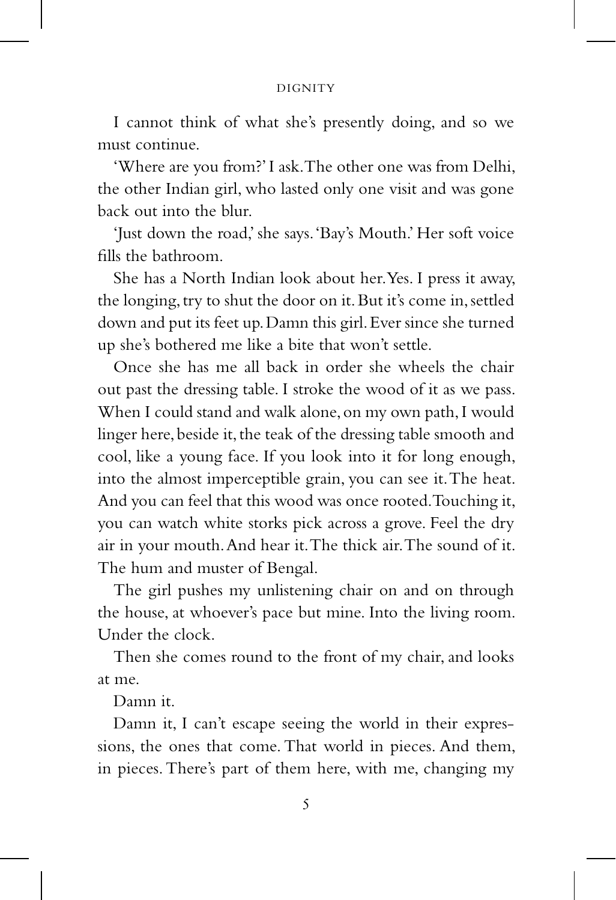I cannot think of what she's presently doing, and so we must continue.

'Where are you from?' I ask. The other one was from Delhi, the other Indian girl, who lasted only one visit and was gone back out into the blur.

'Just down the road,' she says. 'Bay's Mouth.' Her soft voice fills the bathroom.

She has a North Indian look about her. Yes. I press it away, the longing, try to shut the door on it. But it's come in, settled down and put its feet up. Damn this girl. Ever since she turned up she's bothered me like a bite that won't settle.

Once she has me all back in order she wheels the chair out past the dressing table. I stroke the wood of it as we pass. When I could stand and walk alone, on my own path, I would linger here, beside it, the teak of the dressing table smooth and cool, like a young face. If you look into it for long enough, into the almost imperceptible grain, you can see it. The heat. And you can feel that this wood was once rooted. Touching it, you can watch white storks pick across a grove. Feel the dry air in your mouth. And hear it. The thick air. The sound of it. The hum and muster of Bengal.

The girl pushes my unlistening chair on and on through the house, at whoever's pace but mine. Into the living room. Under the clock.

Then she comes round to the front of my chair, and looks at me.

Damn it.

Damn it, I can't escape seeing the world in their expressions, the ones that come. That world in pieces. And them, in pieces. There's part of them here, with me, changing my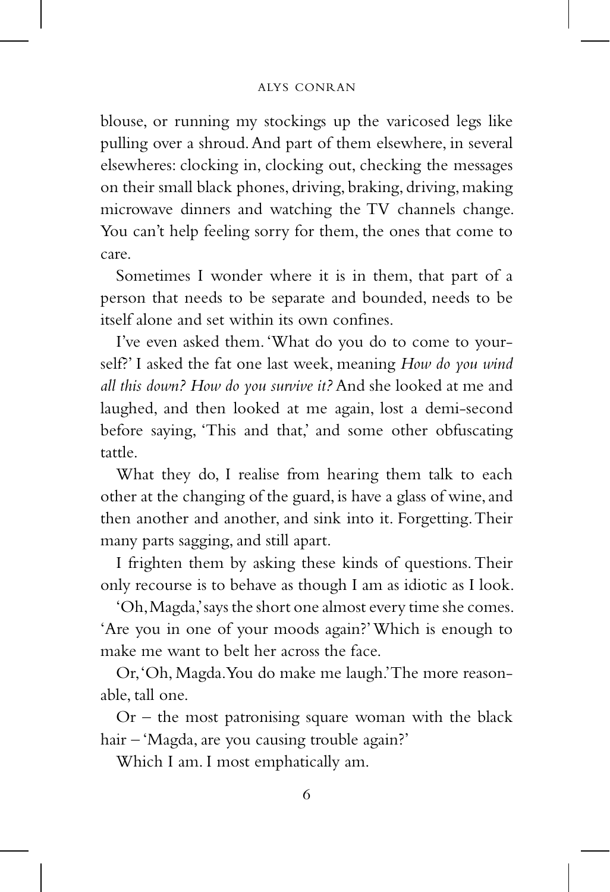blouse, or running my stockings up the varicosed legs like pulling over a shroud. And part of them elsewhere, in several elsewheres: clocking in, clocking out, checking the messages on their small black phones, driving, braking, driving, making microwave dinners and watching the TV channels change. You can't help feeling sorry for them, the ones that come to care.

Sometimes I wonder where it is in them, that part of a person that needs to be separate and bounded, needs to be itself alone and set within its own confines.

I've even asked them. 'What do you do to come to yourself?' I asked the fat one last week, meaning *How do you wind all this down? How do you survive it?* And she looked at me and laughed, and then looked at me again, lost a demi-second before saying, 'This and that,' and some other obfuscating tattle.

What they do, I realise from hearing them talk to each other at the changing of the guard, is have a glass of wine, and then another and another, and sink into it. Forgetting. Their many parts sagging, and still apart.

I frighten them by asking these kinds of questions. Their only recourse is to behave as though I am as idiotic as I look.

'Oh, Magda,' says the short one almost every time she comes. 'Are you in one of your moods again?' Which is enough to make me want to belt her across the face.

Or, 'Oh, Magda. You do make me laugh.' The more reasonable, tall one.

Or – the most patronising square woman with the black hair – 'Magda, are you causing trouble again?'

Which I am. I most emphatically am.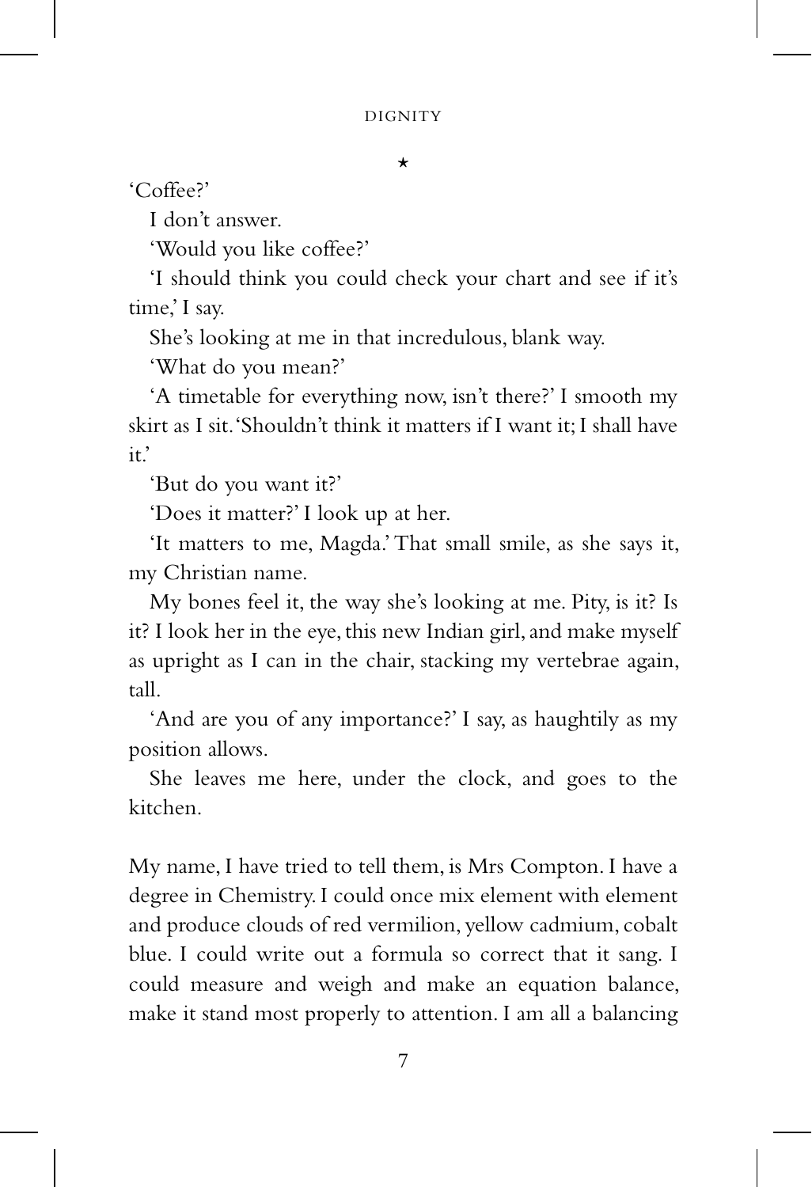⋆

'Coffee?'

I don't answer.

'Would you like coffee?'

'I should think you could check your chart and see if it's time,' I say.

She's looking at me in that incredulous, blank way.

'What do you mean?'

'A timetable for everything now, isn't there?' I smooth my skirt as I sit. 'Shouldn't think it matters if I want it; I shall have it.'

'But do you want it?'

'Does it matter?' I look up at her.

'It matters to me, Magda.' That small smile, as she says it, my Christian name.

My bones feel it, the way she's looking at me. Pity, is it? Is it? I look her in the eye, this new Indian girl, and make myself as upright as I can in the chair, stacking my vertebrae again, tall.

'And are you of any importance?' I say, as haughtily as my position allows.

She leaves me here, under the clock, and goes to the kitchen.

My name, I have tried to tell them, is Mrs Compton. I have a degree in Chemistry. I could once mix element with element and produce clouds of red vermilion, yellow cadmium, cobalt blue. I could write out a formula so correct that it sang. I could measure and weigh and make an equation balance, make it stand most properly to attention. I am all a balancing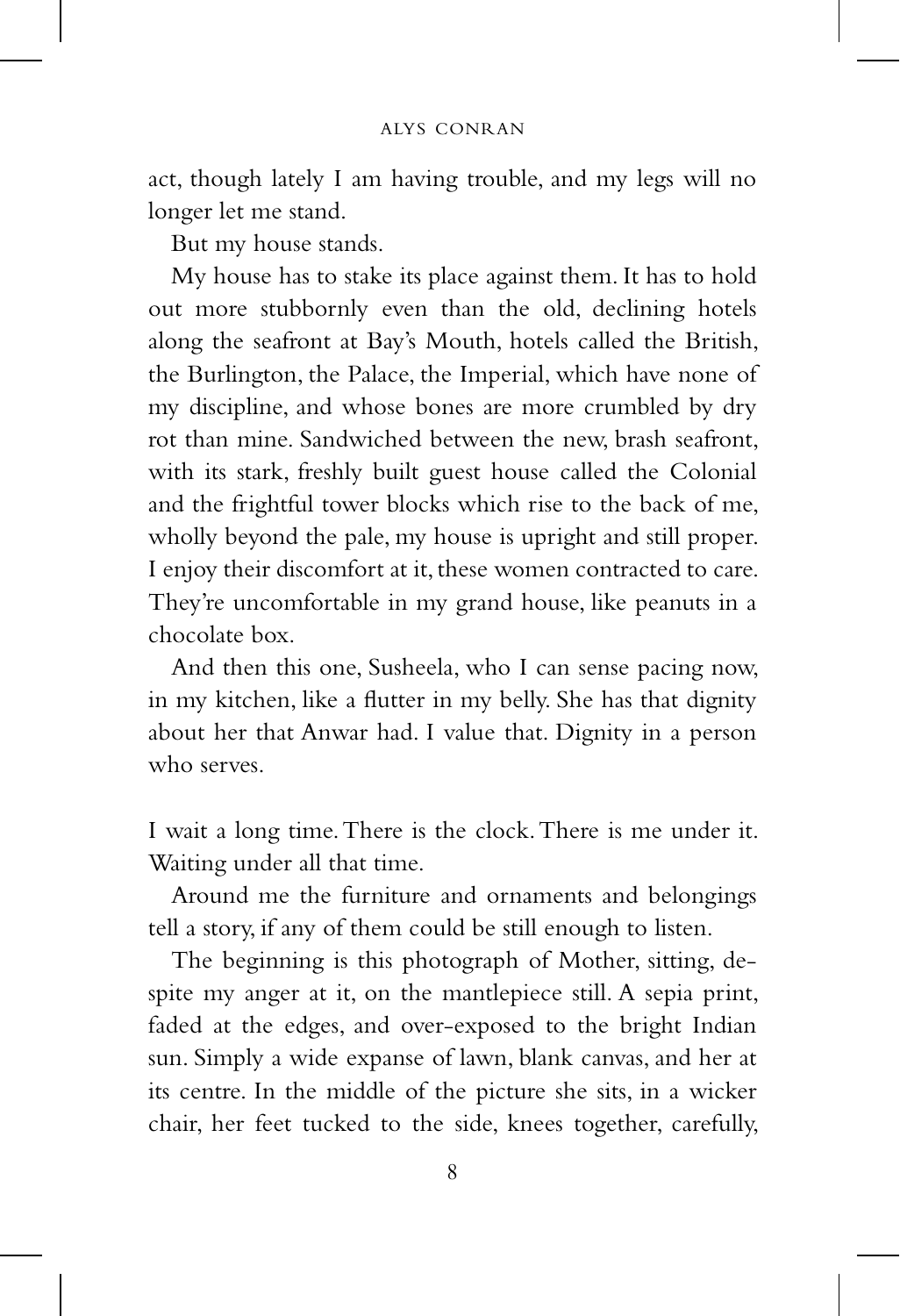act, though lately I am having trouble, and my legs will no longer let me stand.

But my house stands.

My house has to stake its place against them. It has to hold out more stubbornly even than the old, declining hotels along the seafront at Bay's Mouth, hotels called the British, the Burlington, the Palace, the Imperial, which have none of my discipline, and whose bones are more crumbled by dry rot than mine. Sandwiched between the new, brash seafront, with its stark, freshly built guest house called the Colonial and the frightful tower blocks which rise to the back of me, wholly beyond the pale, my house is upright and still proper. I enjoy their discomfort at it, these women contracted to care. They're uncomfortable in my grand house, like peanuts in a chocolate box.

And then this one, Susheela, who I can sense pacing now, in my kitchen, like a flutter in my belly. She has that dignity about her that Anwar had. I value that. Dignity in a person who serves.

I wait a long time. There is the clock. There is me under it. Waiting under all that time.

Around me the furniture and ornaments and belongings tell a story, if any of them could be still enough to listen.

The beginning is this photograph of Mother, sitting, despite my anger at it, on the mantlepiece still. A sepia print, faded at the edges, and over-exposed to the bright Indian sun. Simply a wide expanse of lawn, blank canvas, and her at its centre. In the middle of the picture she sits, in a wicker chair, her feet tucked to the side, knees together, carefully,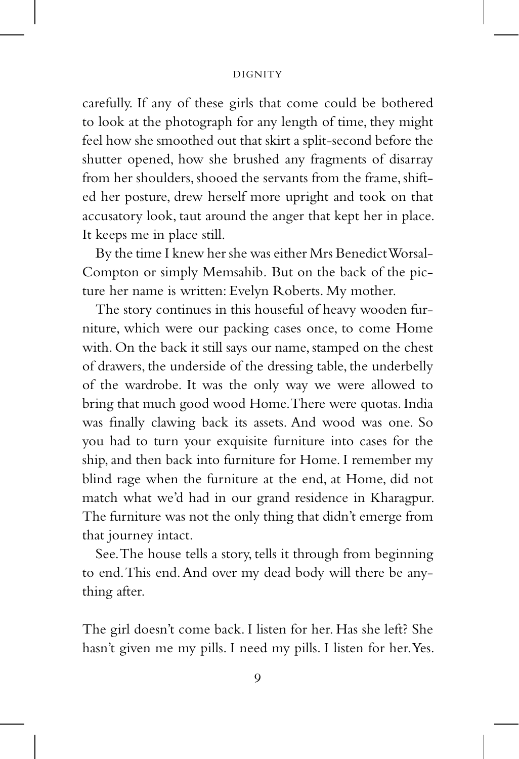carefully. If any of these girls that come could be bothered to look at the photograph for any length of time, they might feel how she smoothed out that skirt a split-second before the shutter opened, how she brushed any fragments of disarray from her shoulders, shooed the servants from the frame, shifted her posture, drew herself more upright and took on that accusatory look, taut around the anger that kept her in place. It keeps me in place still.

By the time I knew her she was either Mrs Benedict Worsal-Compton or simply Memsahib. But on the back of the picture her name is written: Evelyn Roberts. My mother.

The story continues in this houseful of heavy wooden furniture, which were our packing cases once, to come Home with. On the back it still says our name, stamped on the chest of drawers, the underside of the dressing table, the underbelly of the wardrobe. It was the only way we were allowed to bring that much good wood Home. There were quotas. India was finally clawing back its assets. And wood was one. So you had to turn your exquisite furniture into cases for the ship, and then back into furniture for Home. I remember my blind rage when the furniture at the end, at Home, did not match what we'd had in our grand residence in Kharagpur. The furniture was not the only thing that didn't emerge from that journey intact.

See. The house tells a story, tells it through from beginning to end. This end. And over my dead body will there be anything after.

The girl doesn't come back. I listen for her. Has she left? She hasn't given me my pills. I need my pills. I listen for her. Yes.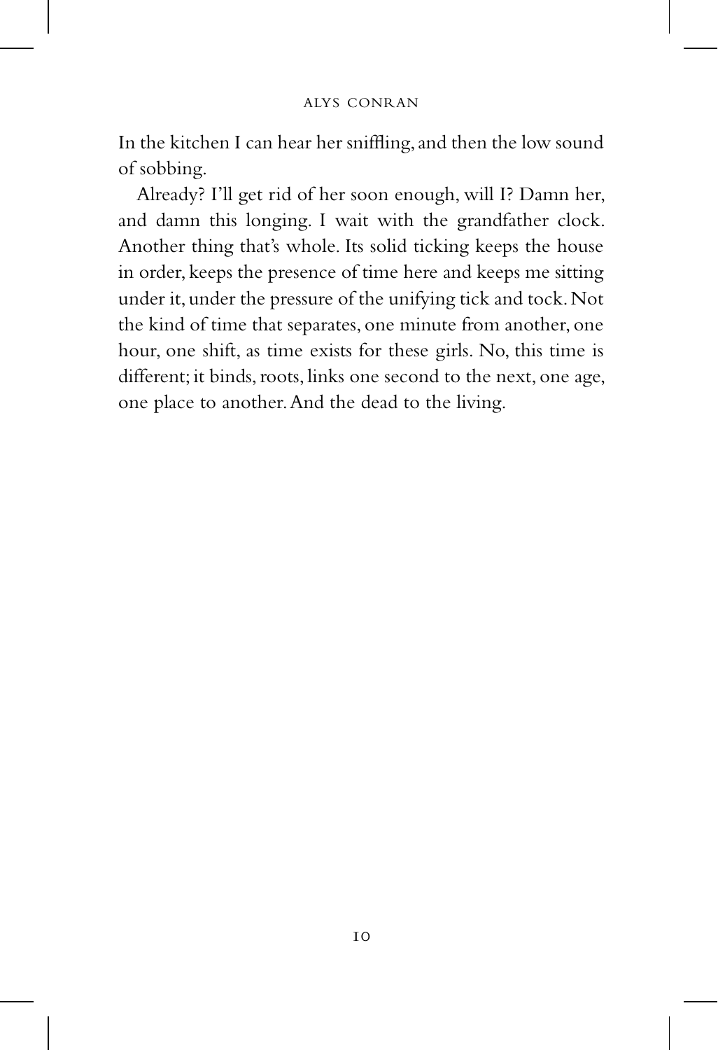In the kitchen I can hear her sniffling, and then the low sound of sobbing.

Already? I'll get rid of her soon enough, will I? Damn her, and damn this longing. I wait with the grandfather clock. Another thing that's whole. Its solid ticking keeps the house in order, keeps the presence of time here and keeps me sitting under it, under the pressure of the unifying tick and tock. Not the kind of time that separates, one minute from another, one hour, one shift, as time exists for these girls. No, this time is different; it binds, roots, links one second to the next, one age, one place to another. And the dead to the living.